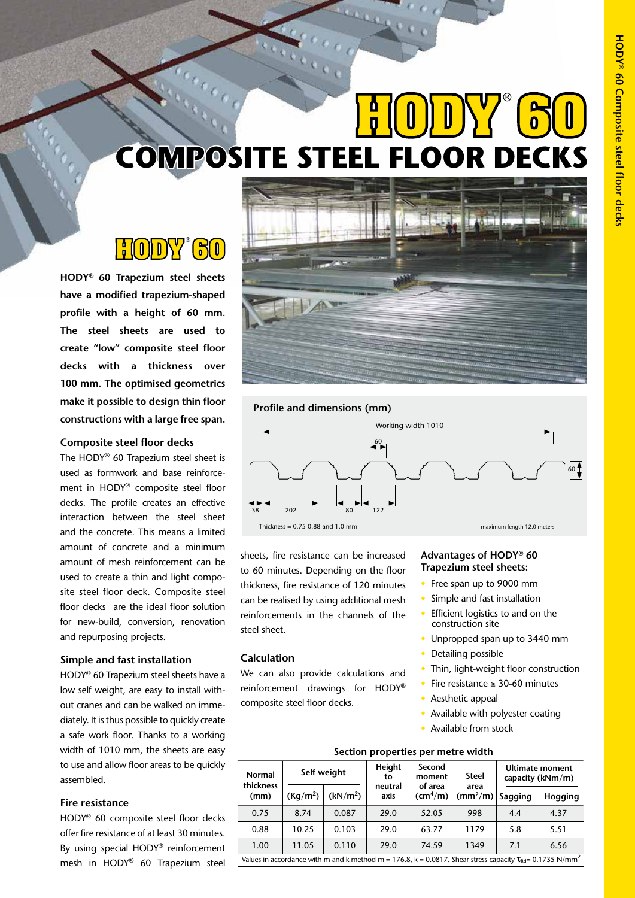# HODY® 60 COMPOSITE STEEL FLOOR DECKS

## HODY® 60

**HODY® 60 Trapezium steel sheets have a modified trapezium-shaped profile with a height of 60 mm. The steel sheets are used to create "low" composite steel floor decks with a thickness over 100 mm. The optimised geometrics make it possible to design thin floor constructions with a large free span.**

### Composite steel floor decks

The HODY® 60 Trapezium steel sheet is used as formwork and base reinforcement in HODY® composite steel floor decks. The profile creates an effective interaction between the steel sheet and the concrete. This means a limited amount of concrete and a minimum amount of mesh reinforcement can be used to create a thin and light composite steel floor deck. Composite steel floor decks are the ideal floor solution for new-build, conversion, renovation and repurposing projects.

### Simple and fast installation

HODY® 60 Trapezium steel sheets have a low self weight, are easy to install without cranes and can be walked on immediately. It is thus possible to quickly create a safe work floor. Thanks to a working width of 1010 mm, the sheets are easy to use and allow floor areas to be quickly assembled.

### Fire resistance

HODY® 60 composite steel floor decks offer fire resistance of at least 30 minutes. By using special HODY® reinforcement mesh in HODY® 60 Trapezium steel sheets, fire resistance can be increased to 60 minutes. Depending on the floor thickness, fire resistance of 120 minutes can be realised by using additional mesh reinforcements in the channels of the steel sheet.

### Calculation

We can also provide calculations and reinforcement drawings for HODY® composite steel floor decks.

### Profile and dimensions (mm)

Working width 1010

60

60

38 | 202 | 80 | 122

Thickness = 0.75 0.88 and 1.0 mm

maximum length 12.0 meters

### Advantages of HODY® 60 Trapezium steel sheets:

- Free span up to 9000 mm
- Simple and fast installation
- Efficient logistics to and on the construction site
- Unpropped span up to 3440 mm
- Detailing possible
- Thin, light-weight floor construction
- Fire resistance ≥ 30-60 minutes
- Aesthetic appeal
- Available with polyester coating
- Available from stock

**Section properties per metre width**

| Normal thickness (mm) | Self weight | | Height to neutral axis | Second moment of area ($cm^4$/m) | Steel area ($mm^2$/m) | Ultimate moment capacity (kNm/m) | |
|---|---|---|---|---|---|---|---|
| | ($Kg/m^2$) | ($kN/m^2$) | | | | Sagging | Hogging |
| 0.75 | 8.74 | 0.087 | 29.0 | 52.05 | 998 | 4.4 | 4.37 |
| 0.88 | 10.25 | 0.103 | 29.0 | 63.77 | 1179 | 5.8 | 5.51 |
| 1.00 | 11.05 | 0.110 | 29.0 | 74.59 | 1349 | 7.1 | 6.56 |

Values in accordance with m and k method m = 176.8, k = 0.0817. Shear stress capacity $\tau_{Rd}$ = 0.1735 $N/mm^2$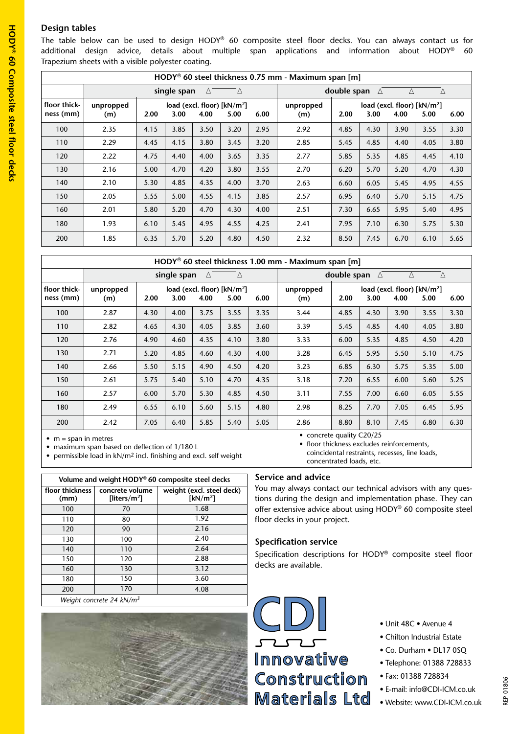## Design tables

The table below can be used to design HODY® 60 composite steel floor decks. You can always contact us for additional design advice, details about multiple span applications and information about HODY® 60 Trapezium sheets with a visible polyester coating.

| HODY® 60 steel thickness 0.75 mm - Maximum span [m] | | | | | | | | | | | | |
|---|---|---|---|---|---|---|---|---|---|---|---|---|
| | single span | | | | | | double span | | | | | |
| floor thickness (mm) | unpropped (m) | load (excl. floor) [kN/m²] 2.00 | 3.00 | 4.00 | 5.00 | 6.00 | unpropped (m) | load (excl. floor) [kN/m²] 2.00 | 3.00 | 4.00 | 5.00 | 6.00 |
| 100 | 2.35 | 4.15 | 3.85 | 3.50 | 3.20 | 2.95 | 2.92 | 4.85 | 4.30 | 3.90 | 3.55 | 3.30 |
| 110 | 2.29 | 4.45 | 4.15 | 3.80 | 3.45 | 3.20 | 2.85 | 5.45 | 4.85 | 4.40 | 4.05 | 3.80 |
| 120 | 2.22 | 4.75 | 4.40 | 4.00 | 3.65 | 3.35 | 2.77 | 5.85 | 5.35 | 4.85 | 4.45 | 4.10 |
| 130 | 2.16 | 5.00 | 4.70 | 4.20 | 3.80 | 3.55 | 2.70 | 6.20 | 5.70 | 5.20 | 4.70 | 4.30 |
| 140 | 2.10 | 5.30 | 4.85 | 4.35 | 4.00 | 3.70 | 2.63 | 6.60 | 6.05 | 5.45 | 4.95 | 4.55 |
| 150 | 2.05 | 5.55 | 5.00 | 4.55 | 4.15 | 3.85 | 2.57 | 6.95 | 6.40 | 5.70 | 5.15 | 4.75 |
| 160 | 2.01 | 5.80 | 5.20 | 4.70 | 4.30 | 4.00 | 2.51 | 7.30 | 6.65 | 5.95 | 5.40 | 4.95 |
| 180 | 1.93 | 6.10 | 5.45 | 4.95 | 4.55 | 4.25 | 2.41 | 7.95 | 7.10 | 6.30 | 5.75 | 5.30 |
| 200 | 1.85 | 6.35 | 5.70 | 5.20 | 4.80 | 4.50 | 2.32 | 8.50 | 7.45 | 6.70 | 6.10 | 5.65 |

| HODY® 60 steel thickness 1.00 mm - Maximum span [m] | | | | | | | | | | | | |
|---|---|---|---|---|---|---|---|---|---|---|---|---|
| | single span | | | | | | double span | | | | | |
| floor thickness (mm) | unpropped (m) | load (excl. floor) [kN/m²] 2.00 | 3.00 | 4.00 | 5.00 | 6.00 | unpropped (m) | load (excl. floor) [kN/m²] 2.00 | 3.00 | 4.00 | 5.00 | 6.00 |
| 100 | 2.87 | 4.30 | 4.00 | 3.75 | 3.55 | 3.35 | 3.44 | 4.85 | 4.30 | 3.90 | 3.55 | 3.30 |
| 110 | 2.82 | 4.65 | 4.30 | 4.05 | 3.85 | 3.60 | 3.39 | 5.45 | 4.85 | 4.40 | 4.05 | 3.80 |
| 120 | 2.76 | 4.90 | 4.60 | 4.35 | 4.10 | 3.80 | 3.33 | 6.00 | 5.35 | 4.85 | 4.50 | 4.20 |
| 130 | 2.71 | 5.20 | 4.85 | 4.60 | 4.30 | 4.00 | 3.28 | 6.45 | 5.95 | 5.50 | 5.10 | 4.75 |
| 140 | 2.66 | 5.50 | 5.15 | 4.90 | 4.50 | 4.20 | 3.23 | 6.85 | 6.30 | 5.75 | 5.35 | 5.00 |
| 150 | 2.61 | 5.75 | 5.40 | 5.10 | 4.70 | 4.35 | 3.18 | 7.20 | 6.55 | 6.00 | 5.60 | 5.25 |
| 160 | 2.57 | 6.00 | 5.70 | 5.30 | 4.85 | 4.50 | 3.11 | 7.55 | 7.00 | 6.60 | 6.05 | 5.55 |
| 180 | 2.49 | 6.55 | 6.10 | 5.60 | 5.15 | 4.80 | 2.98 | 8.25 | 7.70 | 7.05 | 6.45 | 5.95 |
| 200 | 2.42 | 7.05 | 6.40 | 5.85 | 5.40 | 5.05 | 2.86 | 8.80 | 8.10 | 7.45 | 6.80 | 6.30 |

- m = span in metres
- maximum span based on deflection of 1/180 L
- permissible load in kN/m² incl. finishing and excl. self weight
- concrete quality C20/25
- floor thickness excludes reinforcements, coincidental restraints, recesses, line loads, concentrated loads, etc.

| Volume and weight HODY® 60 composite steel decks | | |
|---|---|---|
| floor thickness (mm) | concrete volume [liters/m²] | weight (excl. steel deck) [kN/m²] |
| 100 | 70 | 1.68 |
| 110 | 80 | 1.92 |
| 120 | 90 | 2.16 |
| 130 | 100 | 2.40 |
| 140 | 110 | 2.64 |
| 150 | 120 | 2.88 |
| 160 | 130 | 3.12 |
| 180 | 150 | 3.60 |
| 200 | 170 | 4.08 |
| *Weight concrete 24 kN/m³* | | |

## Service and advice

You may always contact our technical advisors with any questions during the design and implementation phase. They can offer extensive advice about using HODY® 60 composite steel floor decks in your project.

## Specification service

Specification descriptions for HODY® composite steel floor decks are available.

CDI Innovative Construction Materials Ltd

- Unit 48C • Avenue 4
- Chilton Industrial Estate
- Co. Durham • DL17 0SQ
- Telephone: 01388 728833
- Fax: 01388 728834
- E-mail: info@CDI-ICM.co.uk
- Website: www.CDI-ICM.co.uk

REP 01806